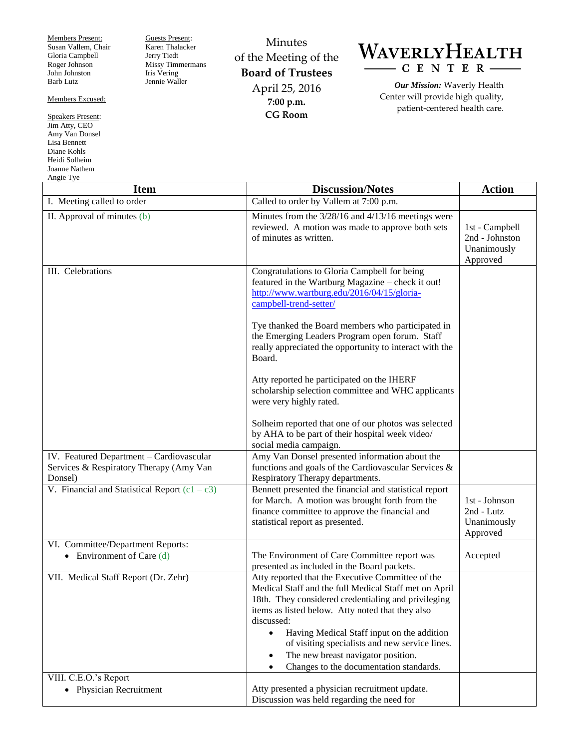Members Present:
Susan Vallem, Chair
Gloria Campbell
Roger Johnson
John Johnston
Barb Lutz

Members Excused:

Speakers Present:
Jim Atty, CEO
Amy Van Donsel
Lisa Bennett
Diane Kohls
Heidi Solheim
Joanne Nathem
Angie Tye

Guests Present:
Karen Thalacker
Jerry Tiedt
Missy Timmermans
Iris Vering
Jennie Waller

Minutes
of the Meeting of the
**Board of Trustees**
April 25, 2016
**7:00 p.m.**
**CG Room**

# WAVERLYHEALTH CENTER

***Our Mission:*** Waverly Health Center will provide high quality, patient-centered health care.

| Item | Discussion/Notes | Action |
|---|---|---|
| I. Meeting called to order | Called to order by Vallem at 7:00 p.m. | |
| II. Approval of minutes (b) | Minutes from the 3/28/16 and 4/13/16 meetings were reviewed. A motion was made to approve both sets of minutes as written. | 1st - Campbell<br>2nd - Johnston<br>Unanimously Approved |
| III. Celebrations | Congratulations to Gloria Campbell for being featured in the Wartburg Magazine – check it out! http://www.wartburg.edu/2016/04/15/gloria-campbell-trend-setter/<br><br>Tye thanked the Board members who participated in the Emerging Leaders Program open forum. Staff really appreciated the opportunity to interact with the Board.<br><br>Atty reported he participated on the IHERF scholarship selection committee and WHC applicants were very highly rated.<br><br>Solheim reported that one of our photos was selected by AHA to be part of their hospital week video/ social media campaign. | |
| IV. Featured Department – Cardiovascular Services & Respiratory Therapy (Amy Van Donsel) | Amy Van Donsel presented information about the functions and goals of the Cardiovascular Services & Respiratory Therapy departments. | |
| V. Financial and Statistical Report (c1 – c3) | Bennett presented the financial and statistical report for March. A motion was brought forth from the finance committee to approve the financial and statistical report as presented. | 1st - Johnson<br>2nd - Lutz<br>Unanimously Approved |
| VI. Committee/Department Reports:<br>• Environment of Care (d) | The Environment of Care Committee report was presented as included in the Board packets. | Accepted |
| VII. Medical Staff Report (Dr. Zehr) | Atty reported that the Executive Committee of the Medical Staff and the full Medical Staff met on April 18th. They considered credentialing and privileging items as listed below. Atty noted that they also discussed:<br>• Having Medical Staff input on the addition of visiting specialists and new service lines.<br>• The new breast navigator position.<br>• Changes to the documentation standards. | |
| VIII. C.E.O.'s Report<br>• Physician Recruitment | Atty presented a physician recruitment update. Discussion was held regarding the need for | |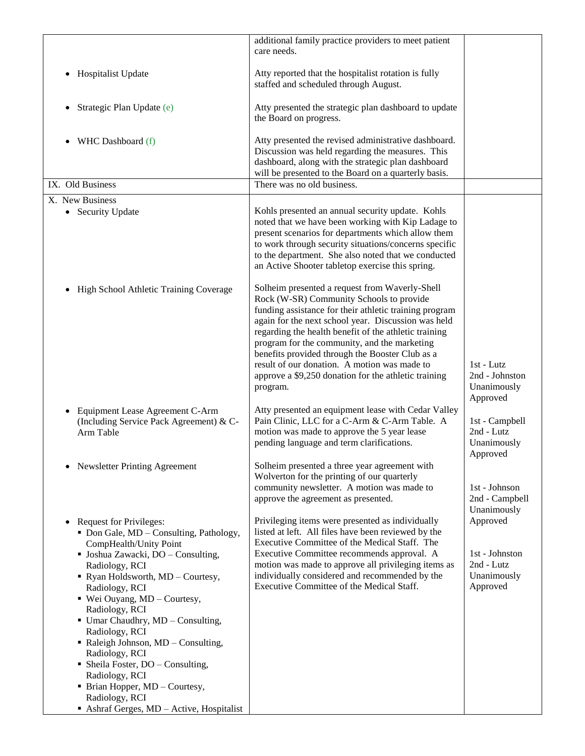| | | |
|---|---|---|
| | additional family practice providers to meet patient care needs. | |
| • Hospitalist Update | Atty reported that the hospitalist rotation is fully staffed and scheduled through August. | |
| • Strategic Plan Update (e) | Atty presented the strategic plan dashboard to update the Board on progress. | |
| • WHC Dashboard (f) | Atty presented the revised administrative dashboard. Discussion was held regarding the measures. This dashboard, along with the strategic plan dashboard will be presented to the Board on a quarterly basis. | |
| IX. Old Business | There was no old business. | |
| X. New Business<br>• Security Update | Kohls presented an annual security update. Kohls noted that we have been working with Kip Ladage to present scenarios for departments which allow them to work through security situations/concerns specific to the department. She also noted that we conducted an Active Shooter tabletop exercise this spring. | |
| • High School Athletic Training Coverage | Solheim presented a request from Waverly-Shell Rock (W-SR) Community Schools to provide funding assistance for their athletic training program again for the next school year. Discussion was held regarding the health benefit of the athletic training program for the community, and the marketing benefits provided through the Booster Club as a result of our donation. A motion was made to approve a $9,250 donation for the athletic training program. | 1st - Lutz<br>2nd - Johnston<br>Unanimously Approved |
| • Equipment Lease Agreement C-Arm (Including Service Pack Agreement) & C-Arm Table | Atty presented an equipment lease with Cedar Valley Pain Clinic, LLC for a C-Arm & C-Arm Table. A motion was made to approve the 5 year lease pending language and term clarifications. | 1st - Campbell<br>2nd - Lutz<br>Unanimously Approved |
| • Newsletter Printing Agreement | Solheim presented a three year agreement with Wolverton for the printing of our quarterly community newsletter. A motion was made to approve the agreement as presented. | 1st - Johnson<br>2nd - Campbell<br>Unanimously Approved |
| • Request for Privileges:<br>▪ Don Gale, MD – Consulting, Pathology, CompHealth/Unity Point<br>▪ Joshua Zawacki, DO – Consulting, Radiology, RCI<br>▪ Ryan Holdsworth, MD – Courtesy, Radiology, RCI<br>▪ Wei Ouyang, MD – Courtesy, Radiology, RCI<br>▪ Umar Chaudhry, MD – Consulting, Radiology, RCI<br>▪ Raleigh Johnson, MD – Consulting, Radiology, RCI<br>▪ Sheila Foster, DO – Consulting, Radiology, RCI<br>▪ Brian Hopper, MD – Courtesy, Radiology, RCI<br>▪ Ashraf Gerges, MD – Active, Hospitalist | Privileging items were presented as individually listed at left. All files have been reviewed by the Executive Committee of the Medical Staff. The Executive Committee recommends approval. A motion was made to approve all privileging items as individually considered and recommended by the Executive Committee of the Medical Staff. | 1st - Johnston<br>2nd - Lutz<br>Unanimously Approved |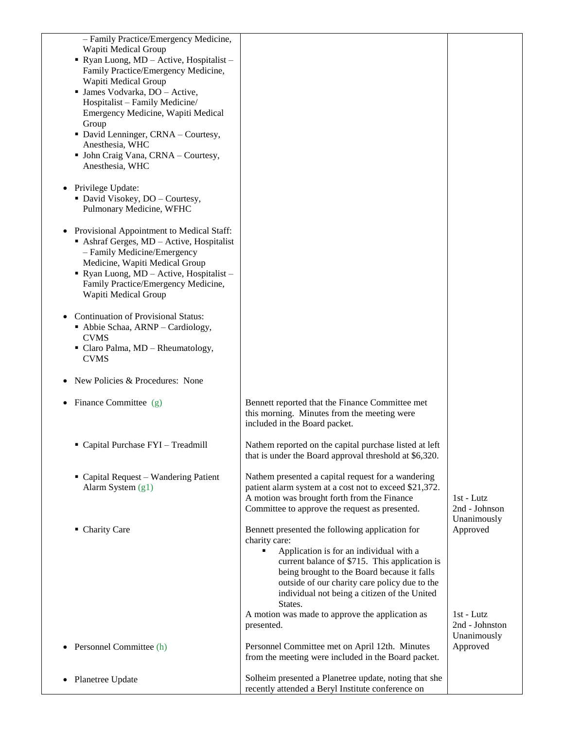| | | |
|---|---|---|
| – Family Practice/Emergency Medicine, Wapiti Medical Group<br>▪ Ryan Luong, MD – Active, Hospitalist – Family Practice/Emergency Medicine, Wapiti Medical Group<br>▪ James Vodvarka, DO – Active, Hospitalist – Family Medicine/ Emergency Medicine, Wapiti Medical Group<br>▪ David Lenninger, CRNA – Courtesy, Anesthesia, WHC<br>▪ John Craig Vana, CRNA – Courtesy, Anesthesia, WHC | | |
| • Privilege Update:<br>▪ David Visokey, DO – Courtesy, Pulmonary Medicine, WFHC | | |
| • Provisional Appointment to Medical Staff:<br>▪ Ashraf Gerges, MD – Active, Hospitalist – Family Medicine/Emergency Medicine, Wapiti Medical Group<br>▪ Ryan Luong, MD – Active, Hospitalist – Family Practice/Emergency Medicine, Wapiti Medical Group | | |
| • Continuation of Provisional Status:<br>▪ Abbie Schaa, ARNP – Cardiology, CVMS<br>▪ Claro Palma, MD – Rheumatology, CVMS | | |
| • New Policies & Procedures: None | | |
| • Finance Committee (g) | Bennett reported that the Finance Committee met this morning. Minutes from the meeting were included in the Board packet. | |
| ▪ Capital Purchase FYI – Treadmill | Nathem reported on the capital purchase listed at left that is under the Board approval threshold at $6,320. | |
| ▪ Capital Request – Wandering Patient Alarm System (g1) | Nathem presented a capital request for a wandering patient alarm system at a cost not to exceed $21,372. A motion was brought forth from the Finance Committee to approve the request as presented. | 1st - Lutz<br>2nd - Johnson<br>Unanimously Approved |
| ▪ Charity Care | Bennett presented the following application for charity care:<br>▪ Application is for an individual with a current balance of $715. This application is being brought to the Board because it falls outside of our charity care policy due to the individual not being a citizen of the United States.<br>A motion was made to approve the application as presented. | 1st - Lutz<br>2nd - Johnston<br>Unanimously Approved |
| • Personnel Committee (h) | Personnel Committee met on April 12th. Minutes from the meeting were included in the Board packet. | |
| • Planetree Update | Solheim presented a Planetree update, noting that she recently attended a Beryl Institute conference on | |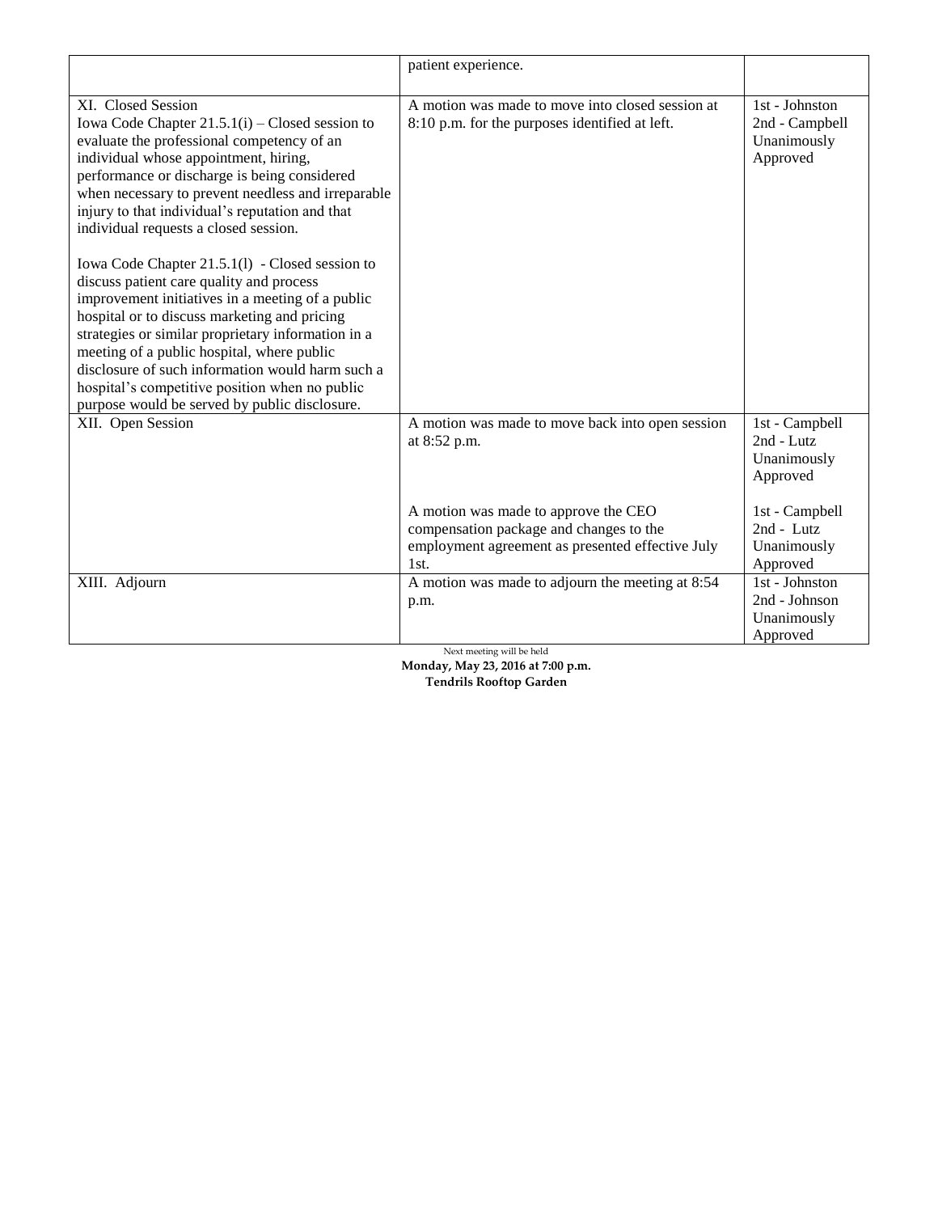| | | |
|---|---|---|
| | patient experience. | |
| XI. Closed Session<br>Iowa Code Chapter 21.5.1(i) – Closed session to evaluate the professional competency of an individual whose appointment, hiring, performance or discharge is being considered when necessary to prevent needless and irreparable injury to that individual's reputation and that individual requests a closed session.<br><br>Iowa Code Chapter 21.5.1(l) - Closed session to discuss patient care quality and process improvement initiatives in a meeting of a public hospital or to discuss marketing and pricing strategies or similar proprietary information in a meeting of a public hospital, where public disclosure of such information would harm such a hospital's competitive position when no public purpose would be served by public disclosure. | A motion was made to move into closed session at 8:10 p.m. for the purposes identified at left. | 1st - Johnston<br>2nd - Campbell<br>Unanimously Approved |
| XII. Open Session | A motion was made to move back into open session at 8:52 p.m.<br><br>A motion was made to approve the CEO compensation package and changes to the employment agreement as presented effective July 1st. | 1st - Campbell<br>2nd - Lutz<br>Unanimously Approved<br><br>1st - Campbell<br>2nd - Lutz<br>Unanimously Approved |
| XIII. Adjourn | A motion was made to adjourn the meeting at 8:54 p.m. | 1st - Johnston<br>2nd - Johnson<br>Unanimously Approved |

Next meeting will be held
**Monday, May 23, 2016 at 7:00 p.m.**
**Tendrils Rooftop Garden**